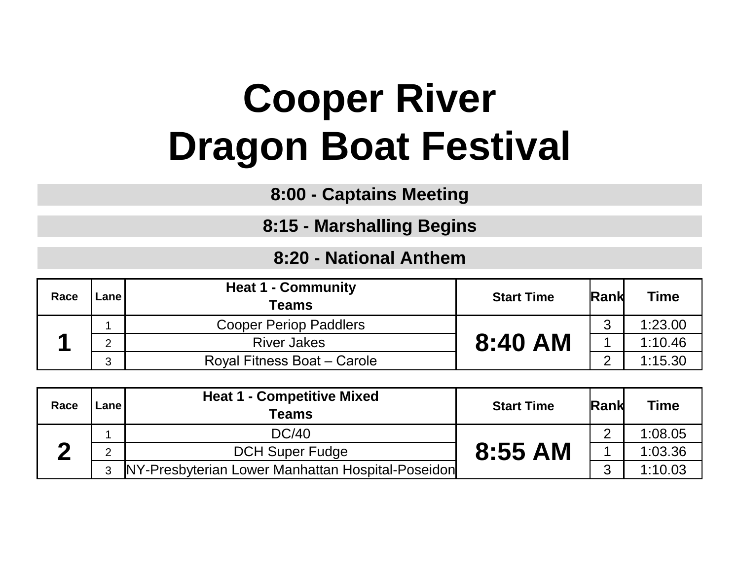# Cooper River
# Dragon Boat Festival

**8:00 - Captains Meeting**

**8:15 - Marshalling Begins**

**8:20 - National Anthem**

| Race | Lane | Heat 1 - Community Teams | Start Time | Rank | Time |
|---|---|---|---|---|---|
| 1 | 1 | Cooper Periop Paddlers | 8:40 AM | 3 | 1:23.00 |
| | 2 | River Jakes | | 1 | 1:10.46 |
| | 3 | Royal Fitness Boat – Carole | | 2 | 1:15.30 |

| Race | Lane | Heat 1 - Competitive Mixed Teams | Start Time | Rank | Time |
|---|---|---|---|---|---|
| 2 | 1 | DC/40 | 8:55 AM | 2 | 1:08.05 |
| | 2 | DCH Super Fudge | | 1 | 1:03.36 |
| | 3 | NY-Presbyterian Lower Manhattan Hospital-Poseidon | | 3 | 1:10.03 |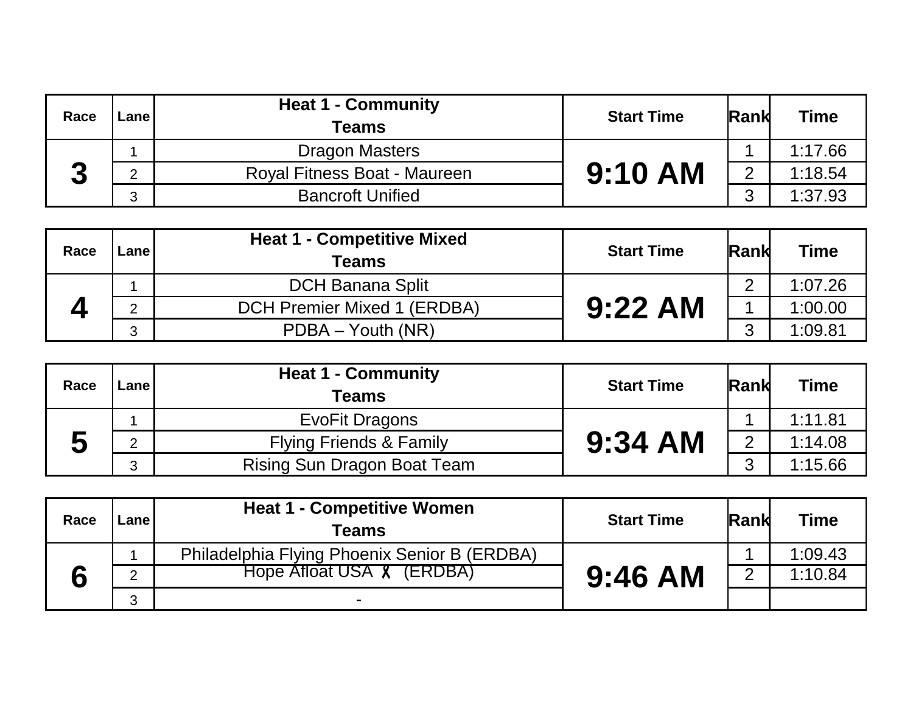| Race | Lane | Heat 1 - Community Teams | Start Time | Rank | Time |
|---|---|---|---|---|---|
| 3 | 1 | Dragon Masters | 9:10 AM | 1 | 1:17.66 |
| | 2 | Royal Fitness Boat - Maureen | | 2 | 1:18.54 |
| | 3 | Bancroft Unified | | 3 | 1:37.93 |

| Race | Lane | Heat 1 - Competitive Mixed Teams | Start Time | Rank | Time |
|---|---|---|---|---|---|
| 4 | 1 | DCH Banana Split | 9:22 AM | 2 | 1:07.26 |
| | 2 | DCH Premier Mixed 1 (ERDBA) | | 1 | 1:00.00 |
| | 3 | PDBA – Youth (NR) | | 3 | 1:09.81 |

| Race | Lane | Heat 1 - Community Teams | Start Time | Rank | Time |
|---|---|---|---|---|---|
| 5 | 1 | EvoFit Dragons | 9:34 AM | 1 | 1:11.81 |
| | 2 | Flying Friends & Family | | 2 | 1:14.08 |
| | 3 | Rising Sun Dragon Boat Team | | 3 | 1:15.66 |

| Race | Lane | Heat 1 - Competitive Women Teams | Start Time | Rank | Time |
|---|---|---|---|---|---|
| 6 | 1 | Philadelphia Flying Phoenix Senior B (ERDBA) | 9:46 AM | 1 | 1:09.43 |
| | 2 | Hope Afloat USA 🎗 (ERDBA) | | 2 | 1:10.84 |
| | 3 | - | | | |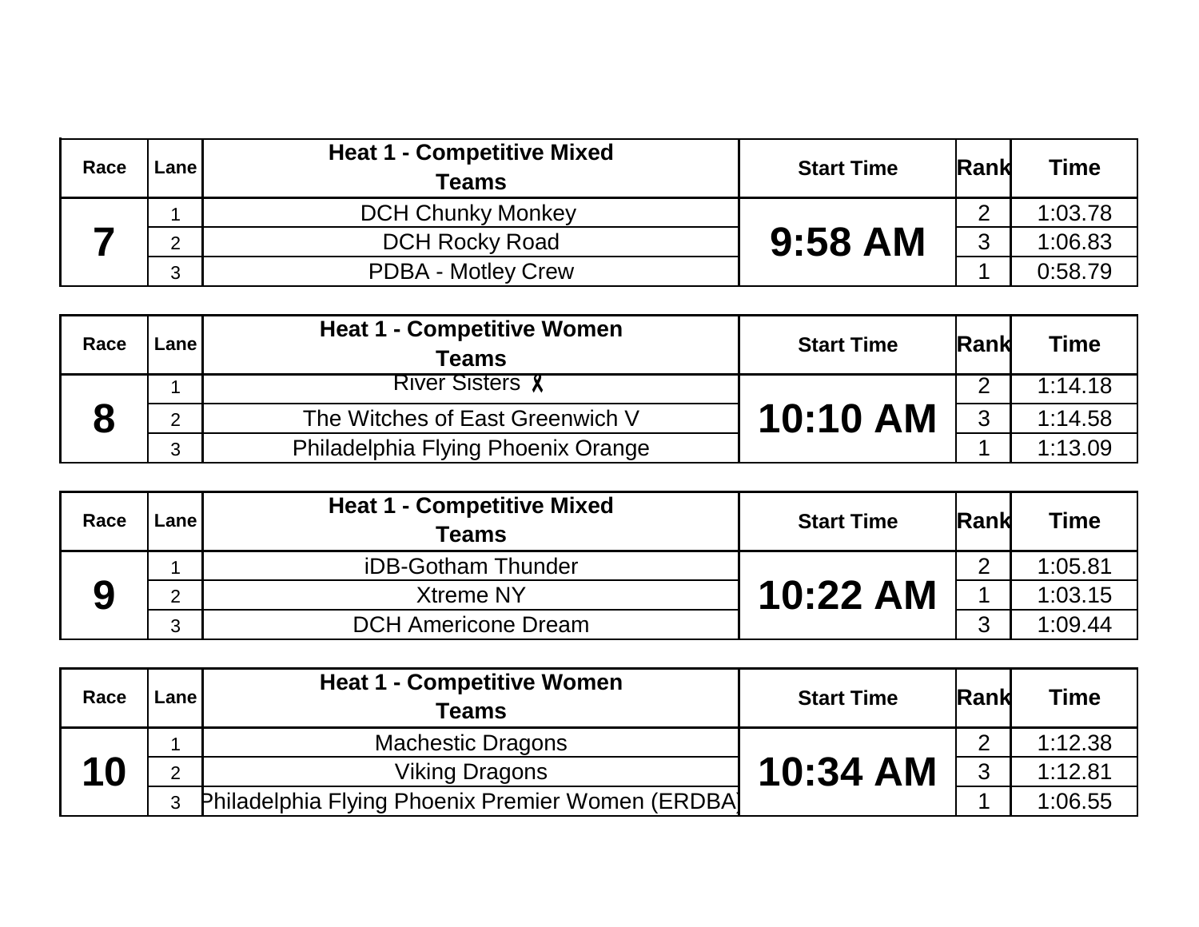| Race | Lane | Heat 1 - Competitive Mixed Teams | Start Time | Rank | Time |
|---|---|---|---|---|---|
| **7** | 1 | DCH Chunky Monkey | **9:58 AM** | 2 | 1:03.78 |
| | 2 | DCH Rocky Road | | 3 | 1:06.83 |
| | 3 | PDBA - Motley Crew | | 1 | 0:58.79 |

| Race | Lane | Heat 1 - Competitive Women Teams | Start Time | Rank | Time |
|---|---|---|---|---|---|
| **8** | 1 | River Sisters 🎗 | **10:10 AM** | 2 | 1:14.18 |
| | 2 | The Witches of East Greenwich V | | 3 | 1:14.58 |
| | 3 | Philadelphia Flying Phoenix Orange | | 1 | 1:13.09 |

| Race | Lane | Heat 1 - Competitive Mixed Teams | Start Time | Rank | Time |
|---|---|---|---|---|---|
| **9** | 1 | iDB-Gotham Thunder | **10:22 AM** | 2 | 1:05.81 |
| | 2 | Xtreme NY | | 1 | 1:03.15 |
| | 3 | DCH Americone Dream | | 3 | 1:09.44 |

| Race | Lane | Heat 1 - Competitive Women Teams | Start Time | Rank | Time |
|---|---|---|---|---|---|
| **10** | 1 | Machestic Dragons | **10:34 AM** | 2 | 1:12.38 |
| | 2 | Viking Dragons | | 3 | 1:12.81 |
| | 3 | Philadelphia Flying Phoenix Premier Women (ERDBA) | | 1 | 1:06.55 |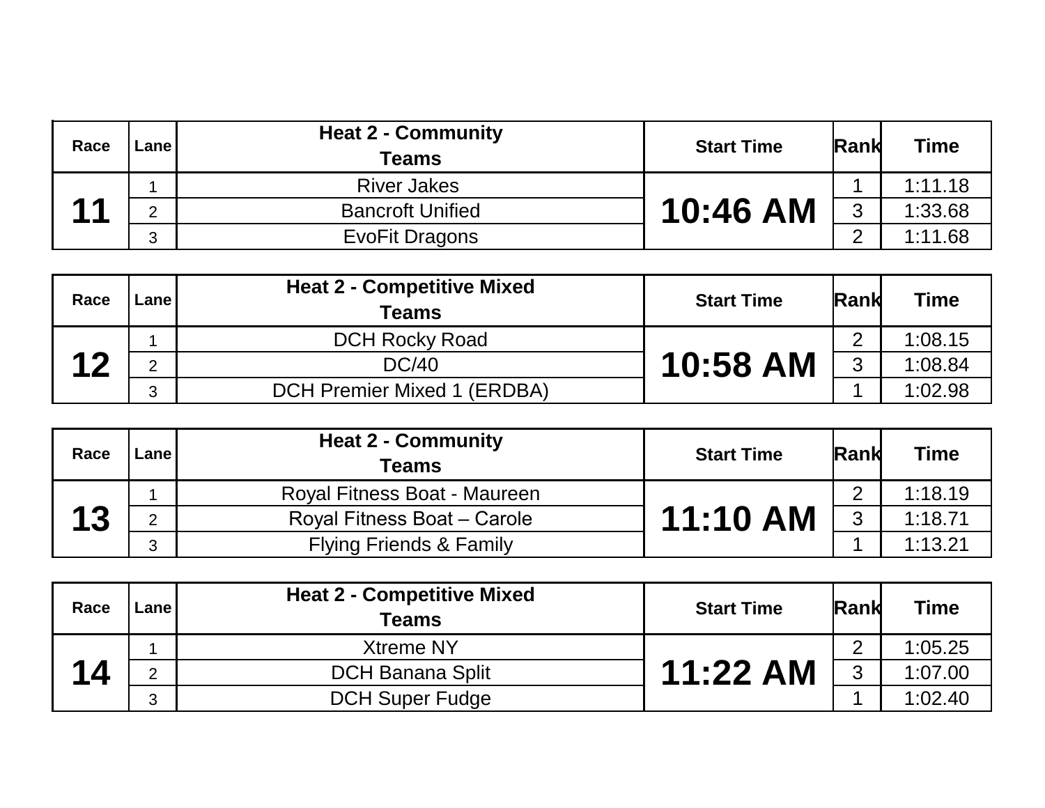| Race | Lane | Heat 2 - Community Teams | Start Time | Rank | Time |
|---|---|---|---|---|---|
| 11 | 1 | River Jakes | 10:46 AM | 1 | 1:11.18 |
| | 2 | Bancroft Unified | | 3 | 1:33.68 |
| | 3 | EvoFit Dragons | | 2 | 1:11.68 |

| Race | Lane | Heat 2 - Competitive Mixed Teams | Start Time | Rank | Time |
|---|---|---|---|---|---|
| 12 | 1 | DCH Rocky Road | 10:58 AM | 2 | 1:08.15 |
| | 2 | DC/40 | | 3 | 1:08.84 |
| | 3 | DCH Premier Mixed 1 (ERDBA) | | 1 | 1:02.98 |

| Race | Lane | Heat 2 - Community Teams | Start Time | Rank | Time |
|---|---|---|---|---|---|
| 13 | 1 | Royal Fitness Boat - Maureen | 11:10 AM | 2 | 1:18.19 |
| | 2 | Royal Fitness Boat – Carole | | 3 | 1:18.71 |
| | 3 | Flying Friends & Family | | 1 | 1:13.21 |

| Race | Lane | Heat 2 - Competitive Mixed Teams | Start Time | Rank | Time |
|---|---|---|---|---|---|
| 14 | 1 | Xtreme NY | 11:22 AM | 2 | 1:05.25 |
| | 2 | DCH Banana Split | | 3 | 1:07.00 |
| | 3 | DCH Super Fudge | | 1 | 1:02.40 |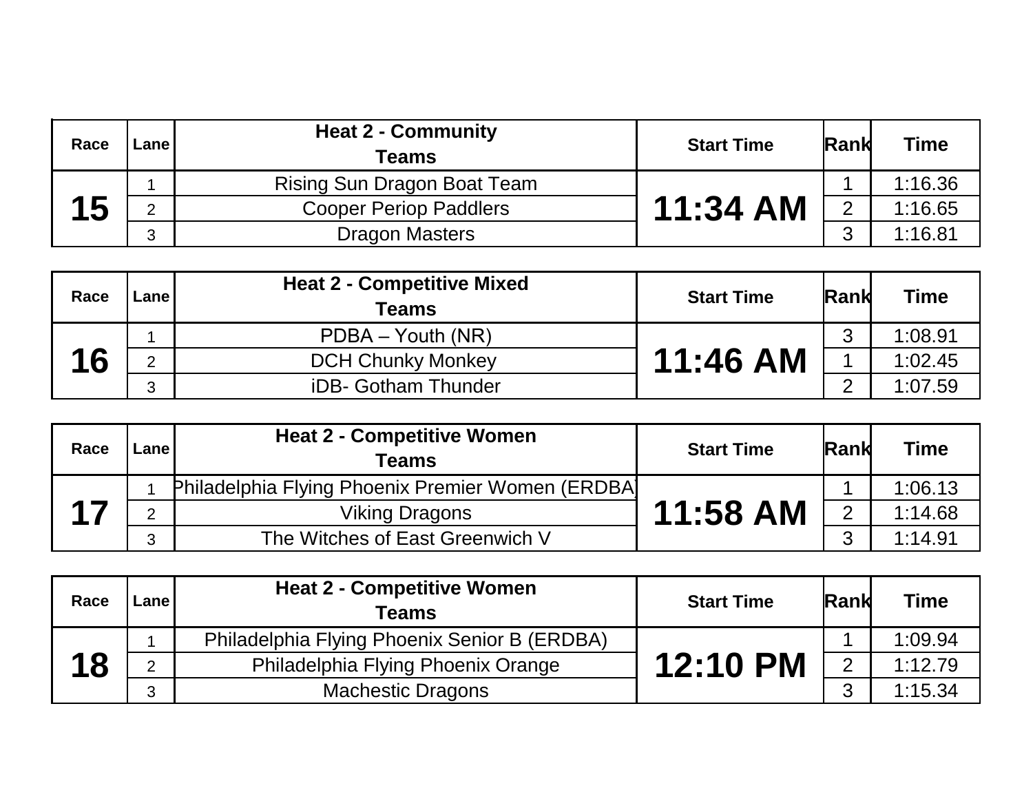| Race | Lane | Heat 2 - Community Teams | Start Time | Rank | Time |
|---|---|---|---|---|---|
| 15 | 1 | Rising Sun Dragon Boat Team | 11:34 AM | 1 | 1:16.36 |
| | 2 | Cooper Periop Paddlers | | 2 | 1:16.65 |
| | 3 | Dragon Masters | | 3 | 1:16.81 |

| Race | Lane | Heat 2 - Competitive Mixed Teams | Start Time | Rank | Time |
|---|---|---|---|---|---|
| 16 | 1 | PDBA – Youth (NR) | 11:46 AM | 3 | 1:08.91 |
| | 2 | DCH Chunky Monkey | | 1 | 1:02.45 |
| | 3 | iDB- Gotham Thunder | | 2 | 1:07.59 |

| Race | Lane | Heat 2 - Competitive Women Teams | Start Time | Rank | Time |
|---|---|---|---|---|---|
| 17 | 1 | Philadelphia Flying Phoenix Premier Women (ERDBA) | 11:58 AM | 1 | 1:06.13 |
| | 2 | Viking Dragons | | 2 | 1:14.68 |
| | 3 | The Witches of East Greenwich V | | 3 | 1:14.91 |

| Race | Lane | Heat 2 - Competitive Women Teams | Start Time | Rank | Time |
|---|---|---|---|---|---|
| 18 | 1 | Philadelphia Flying Phoenix Senior B (ERDBA) | 12:10 PM | 1 | 1:09.94 |
| | 2 | Philadelphia Flying Phoenix Orange | | 2 | 1:12.79 |
| | 3 | Machestic Dragons | | 3 | 1:15.34 |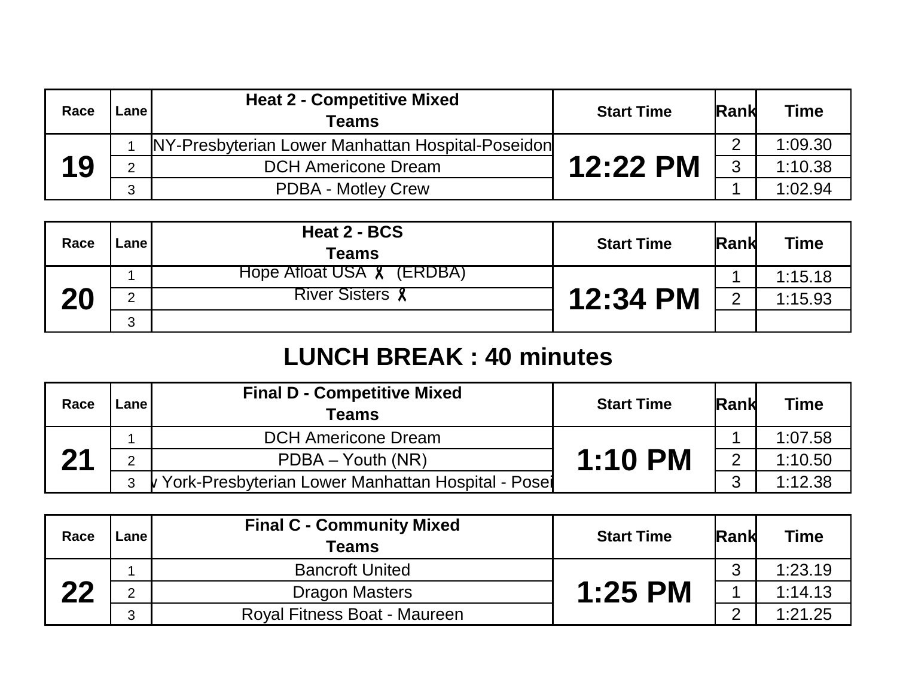| Race | Lane | Heat 2 - Competitive Mixed Teams | Start Time | Rank | Time |
|---|---|---|---|---|---|
| 19 | 1 | NY-Presbyterian Lower Manhattan Hospital-Poseidon | 12:22 PM | 2 | 1:09.30 |
| | 2 | DCH Americone Dream | | 3 | 1:10.38 |
| | 3 | PDBA - Motley Crew | | 1 | 1:02.94 |

| Race | Lane | Heat 2 - BCS Teams | Start Time | Rank | Time |
|---|---|---|---|---|---|
| 20 | 1 | Hope Afloat USA 🎗 (ERDBA) | 12:34 PM | 1 | 1:15.18 |
| | 2 | River Sisters 🎗 | | 2 | 1:15.93 |
| | 3 | | | | |

## LUNCH BREAK : 40 minutes

| Race | Lane | Final D - Competitive Mixed Teams | Start Time | Rank | Time |
|---|---|---|---|---|---|
| 21 | 1 | DCH Americone Dream | 1:10 PM | 1 | 1:07.58 |
| | 2 | PDBA – Youth (NR) | | 2 | 1:10.50 |
| | 3 | v York-Presbyterian Lower Manhattan Hospital - Posei | | 3 | 1:12.38 |

| Race | Lane | Final C - Community Mixed Teams | Start Time | Rank | Time |
|---|---|---|---|---|---|
| 22 | 1 | Bancroft United | 1:25 PM | 3 | 1:23.19 |
| | 2 | Dragon Masters | | 1 | 1:14.13 |
| | 3 | Royal Fitness Boat - Maureen | | 2 | 1:21.25 |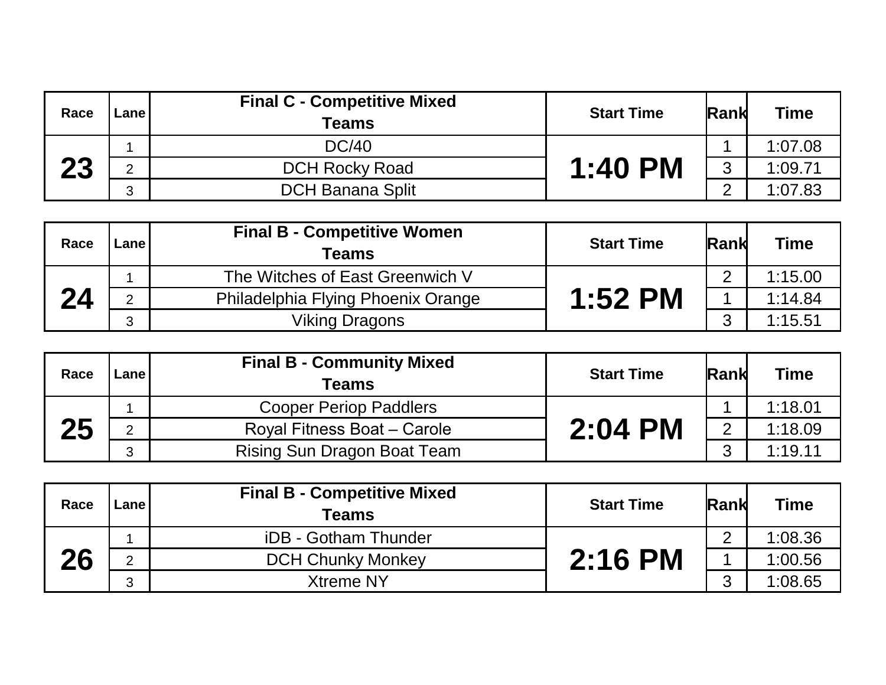| Race | Lane | Final C - Competitive Mixed Teams | Start Time | Rank | Time |
|---|---|---|---|---|---|
| 23 | 1 | DC/40 | 1:40 PM | 1 | 1:07.08 |
| | 2 | DCH Rocky Road | | 3 | 1:09.71 |
| | 3 | DCH Banana Split | | 2 | 1:07.83 |

| Race | Lane | Final B - Competitive Women Teams | Start Time | Rank | Time |
|---|---|---|---|---|---|
| 24 | 1 | The Witches of East Greenwich V | 1:52 PM | 2 | 1:15.00 |
| | 2 | Philadelphia Flying Phoenix Orange | | 1 | 1:14.84 |
| | 3 | Viking Dragons | | 3 | 1:15.51 |

| Race | Lane | Final B - Community Mixed Teams | Start Time | Rank | Time |
|---|---|---|---|---|---|
| 25 | 1 | Cooper Periop Paddlers | 2:04 PM | 1 | 1:18.01 |
| | 2 | Royal Fitness Boat – Carole | | 2 | 1:18.09 |
| | 3 | Rising Sun Dragon Boat Team | | 3 | 1:19.11 |

| Race | Lane | Final B - Competitive Mixed Teams | Start Time | Rank | Time |
|---|---|---|---|---|---|
| 26 | 1 | iDB - Gotham Thunder | 2:16 PM | 2 | 1:08.36 |
| | 2 | DCH Chunky Monkey | | 1 | 1:00.56 |
| | 3 | Xtreme NY | | 3 | 1:08.65 |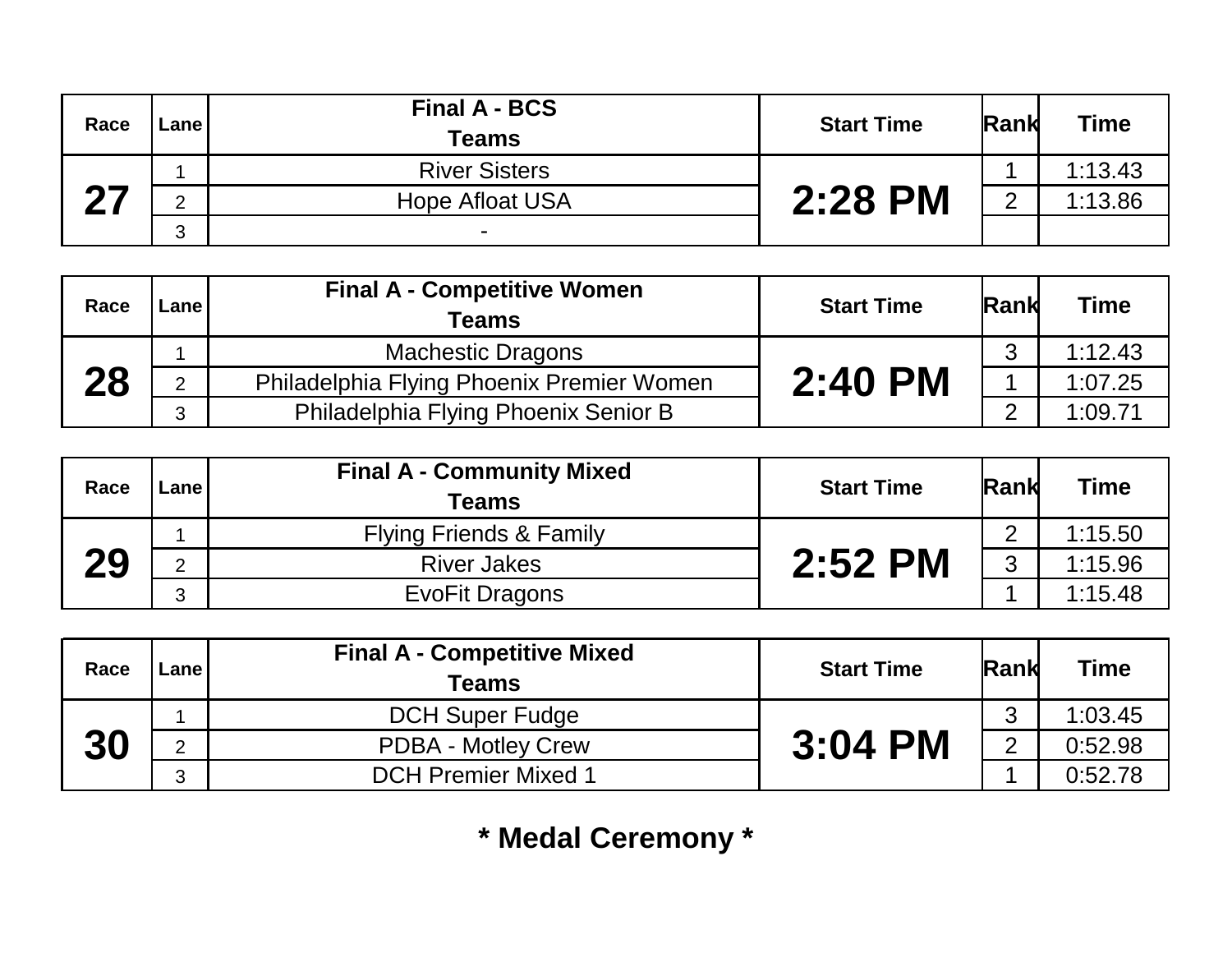| Race | Lane | Final A - BCS<br>Teams | Start Time | Rank | Time |
|---|---|---|---|---|---|
| **27** | 1 | River Sisters | **2:28 PM** | 1 | 1:13.43 |
| | 2 | Hope Afloat USA | | 2 | 1:13.86 |
| | 3 | - | | | |

| Race | Lane | Final A - Competitive Women<br>Teams | Start Time | Rank | Time |
|---|---|---|---|---|---|
| **28** | 1 | Machestic Dragons | **2:40 PM** | 3 | 1:12.43 |
| | 2 | Philadelphia Flying Phoenix Premier Women | | 1 | 1:07.25 |
| | 3 | Philadelphia Flying Phoenix Senior B | | 2 | 1:09.71 |

| Race | Lane | Final A - Community Mixed<br>Teams | Start Time | Rank | Time |
|---|---|---|---|---|---|
| **29** | 1 | Flying Friends & Family | **2:52 PM** | 2 | 1:15.50 |
| | 2 | River Jakes | | 3 | 1:15.96 |
| | 3 | EvoFit Dragons | | 1 | 1:15.48 |

| Race | Lane | Final A - Competitive Mixed<br>Teams | Start Time | Rank | Time |
|---|---|---|---|---|---|
| **30** | 1 | DCH Super Fudge | **3:04 PM** | 3 | 1:03.45 |
| | 2 | PDBA - Motley Crew | | 2 | 0:52.98 |
| | 3 | DCH Premier Mixed 1 | | 1 | 0:52.78 |

**\* Medal Ceremony \***